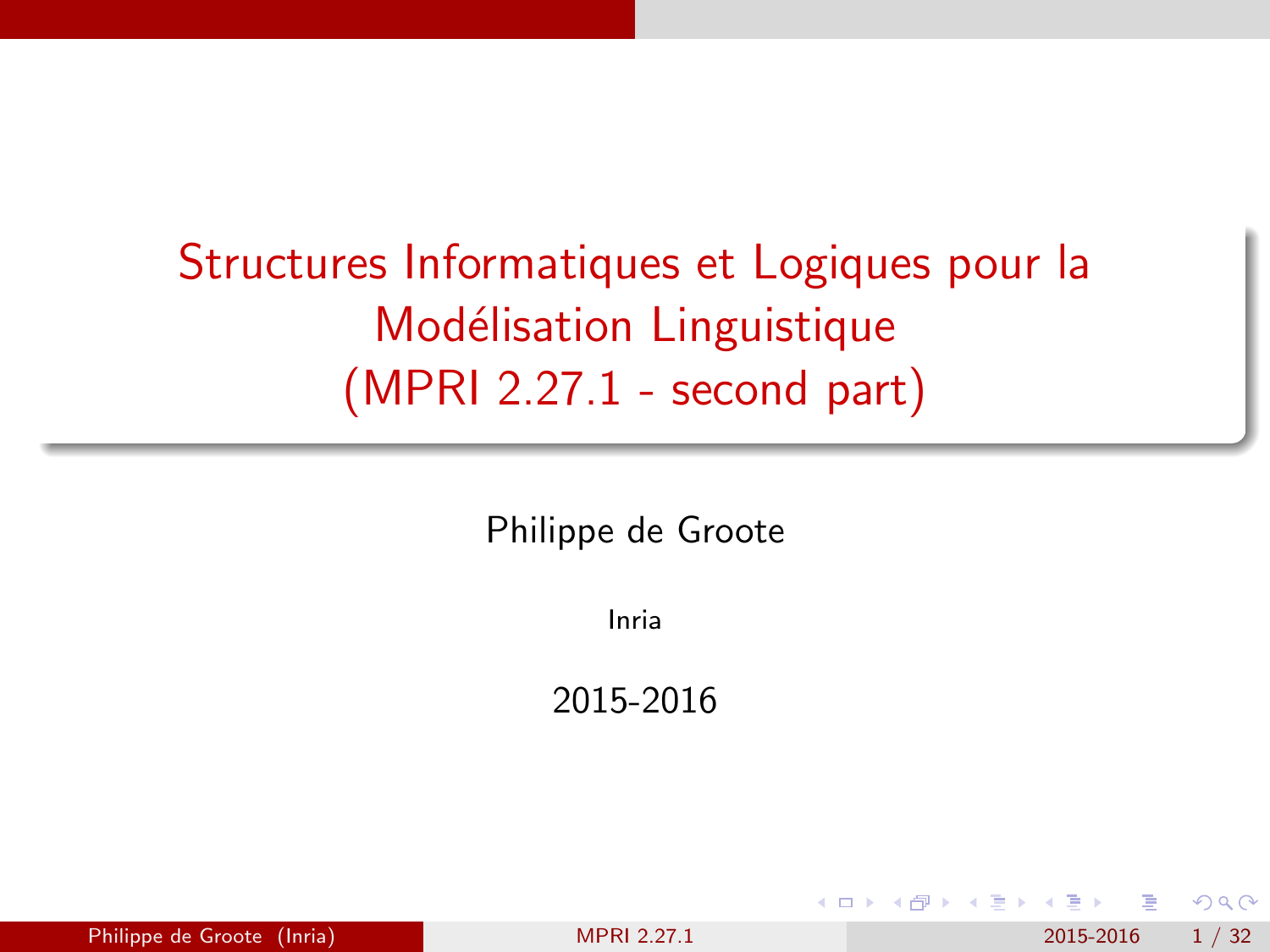# Structures Informatiques et Logiques pour la Modélisation Linguistique (MPRI 2.27.1 - second part)

Philippe de Groote

Inria

2015-2016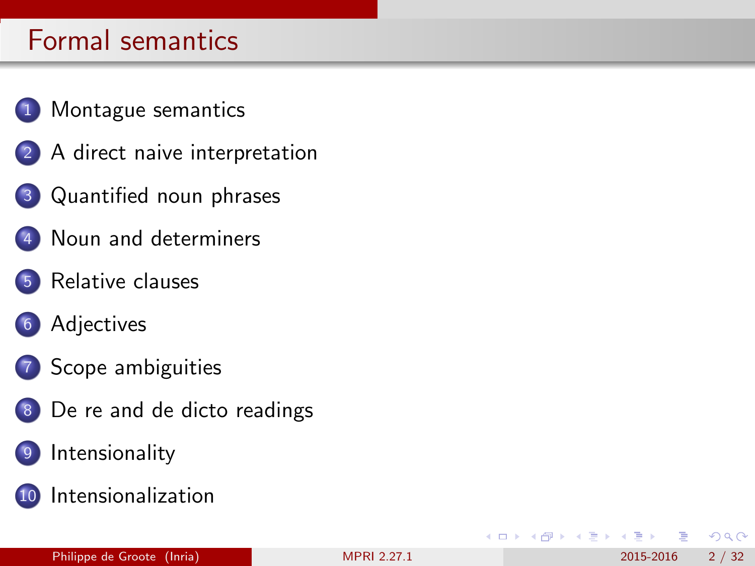# Formal semantics

1. Montague semantics
2. A direct naive interpretation
3. Quantified noun phrases
4. Noun and determiners
5. Relative clauses
6. Adjectives
7. Scope ambiguities
8. De re and de dicto readings
9. Intensionality
10. Intensionalization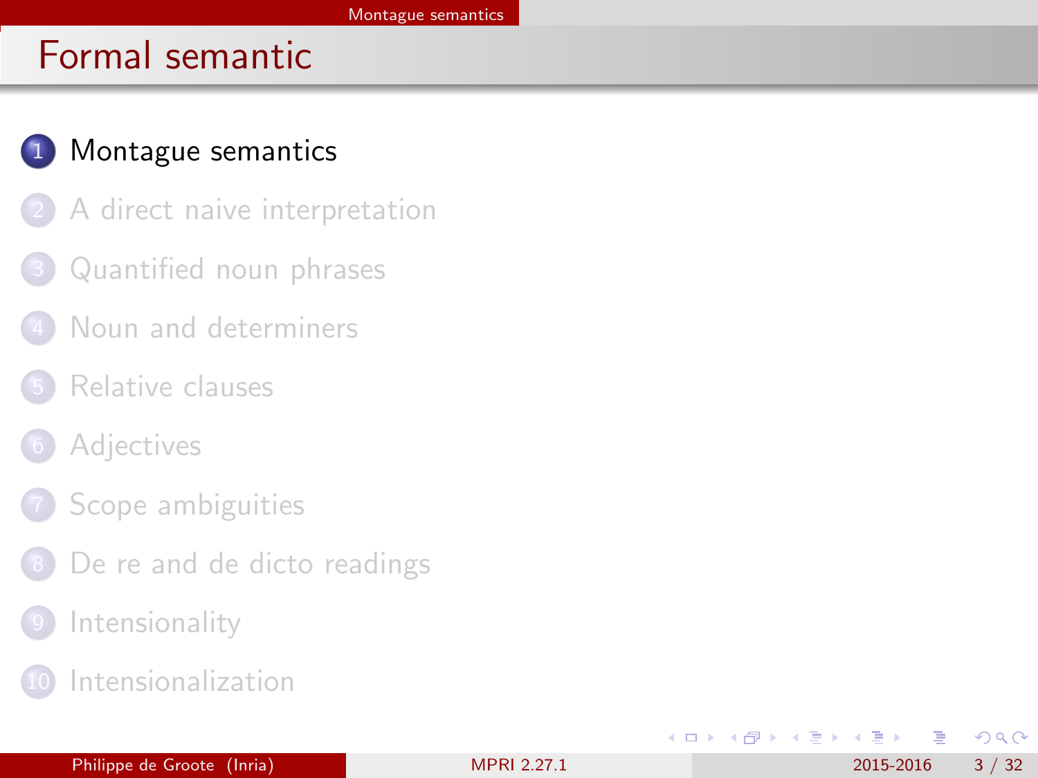# Formal semantic

1. Montague semantics
2. A direct naive interpretation
3. Quantified noun phrases
4. Noun and determiners
5. Relative clauses
6. Adjectives
7. Scope ambiguities
8. De re and de dicto readings
9. Intensionality
10. Intensionalization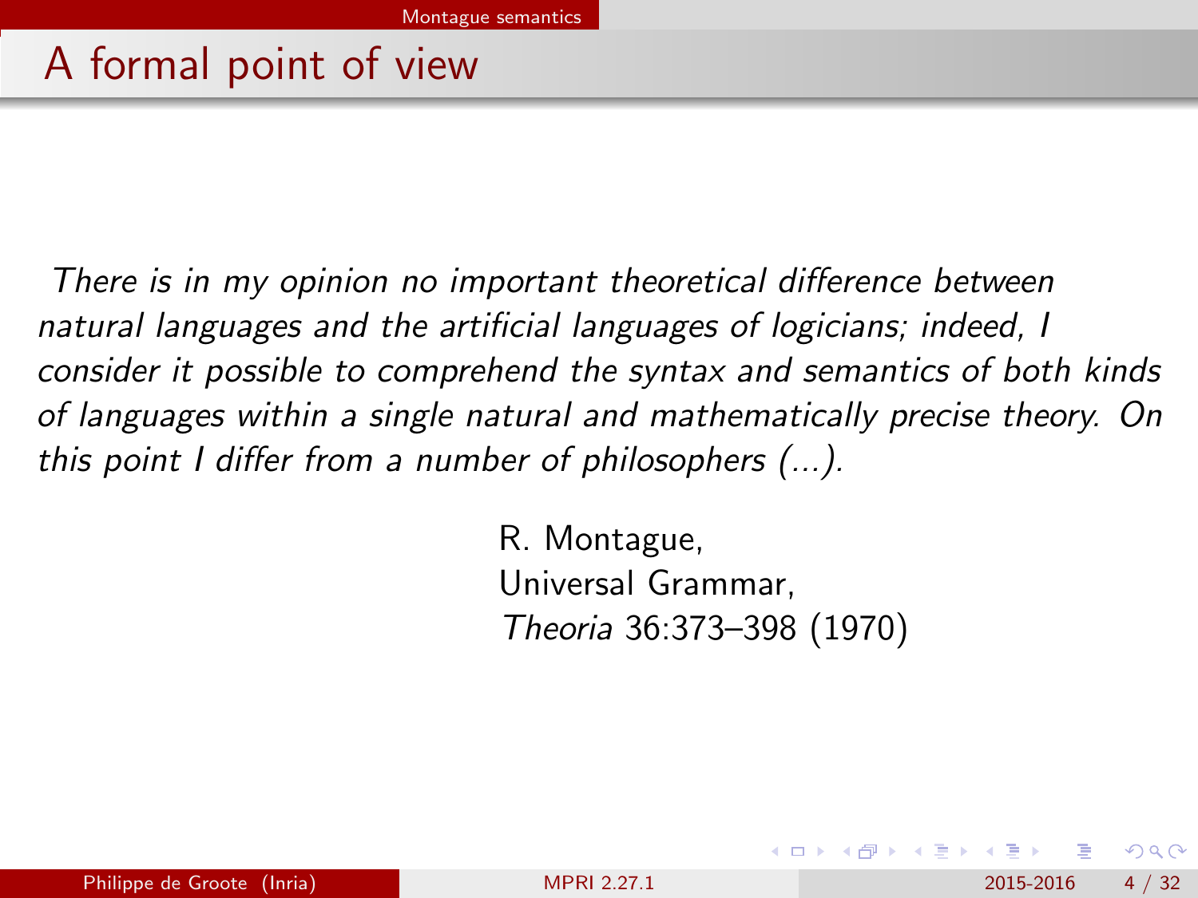# A formal point of view

*There is in my opinion no important theoretical difference between natural languages and the artificial languages of logicians; indeed, I consider it possible to comprehend the syntax and semantics of both kinds of languages within a single natural and mathematically precise theory. On this point I differ from a number of philosophers (...).*

R. Montague,
Universal Grammar,
*Theoria* 36:373–398 (1970)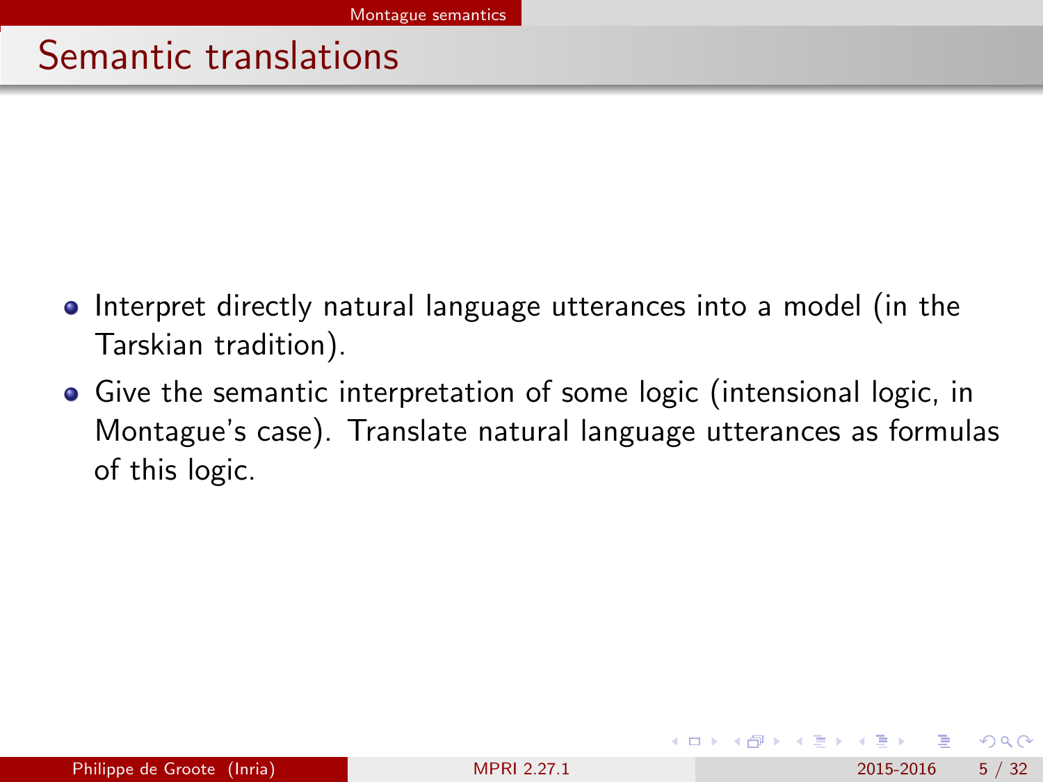# Semantic translations

- Interpret directly natural language utterances into a model (in the Tarskian tradition).
- Give the semantic interpretation of some logic (intensional logic, in Montague's case). Translate natural language utterances as formulas of this logic.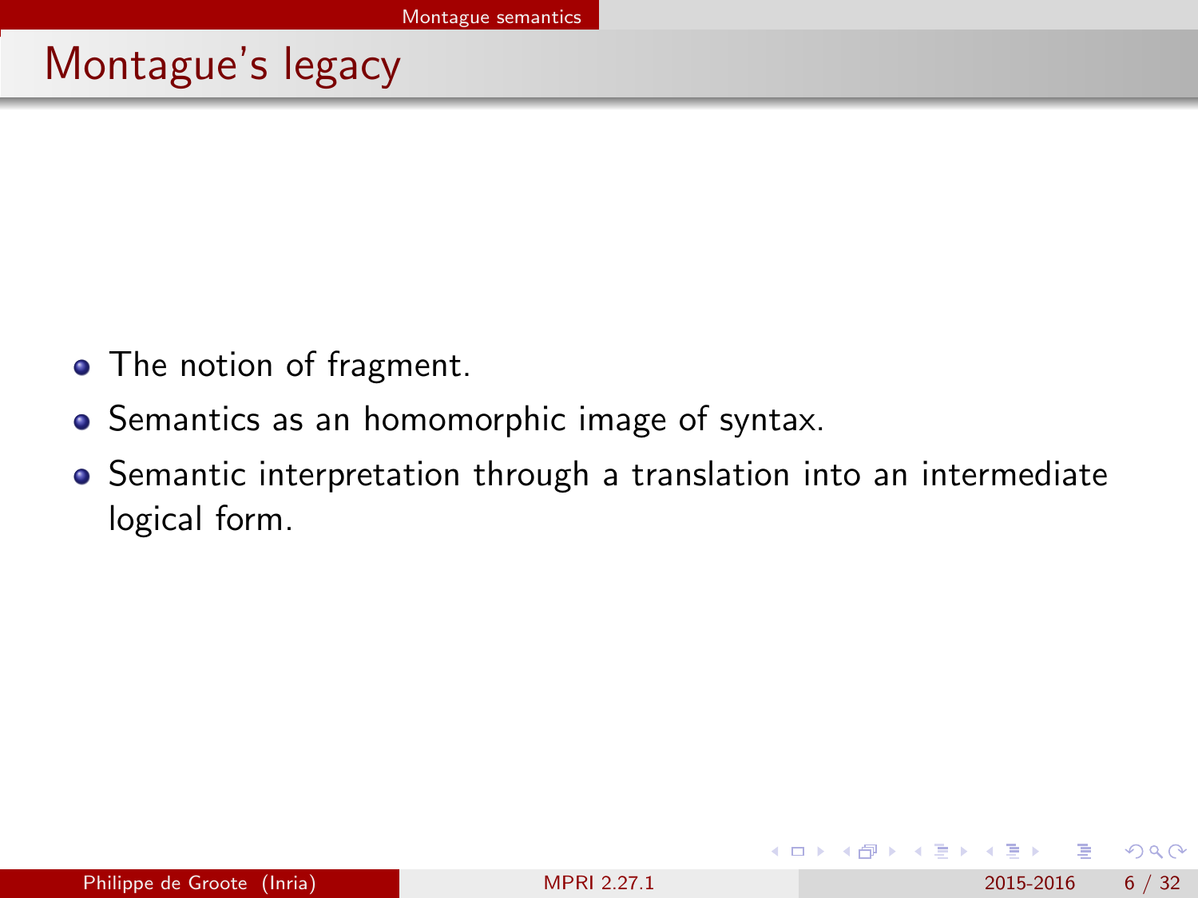# Montague's legacy

- The notion of fragment.
- Semantics as an homomorphic image of syntax.
- Semantic interpretation through a translation into an intermediate logical form.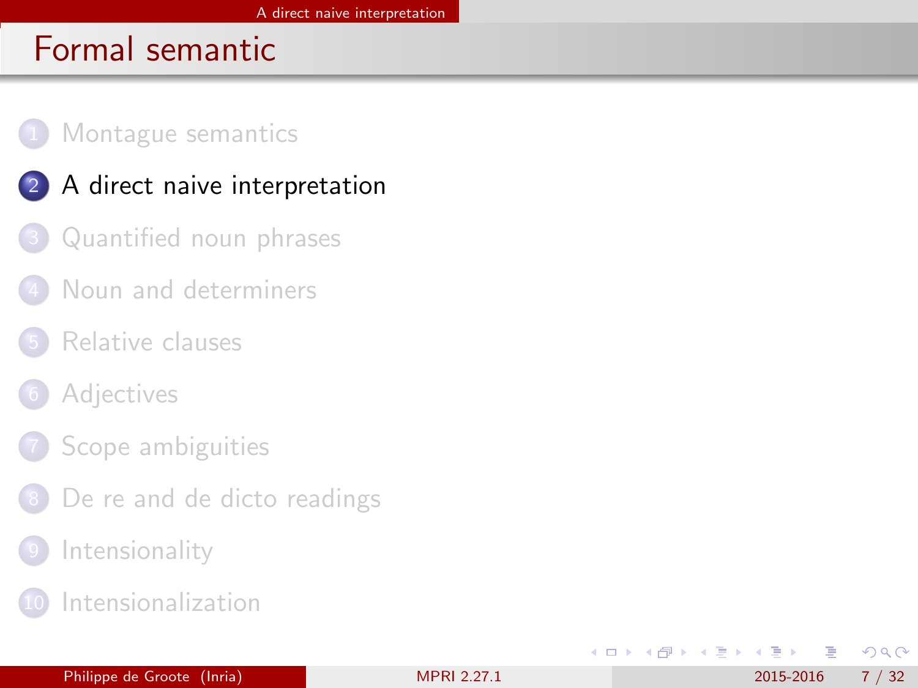# Formal semantic

1. Montague semantics
2. A direct naive interpretation
3. Quantified noun phrases
4. Noun and determiners
5. Relative clauses
6. Adjectives
7. Scope ambiguities
8. De re and de dicto readings
9. Intensionality
10. Intensionalization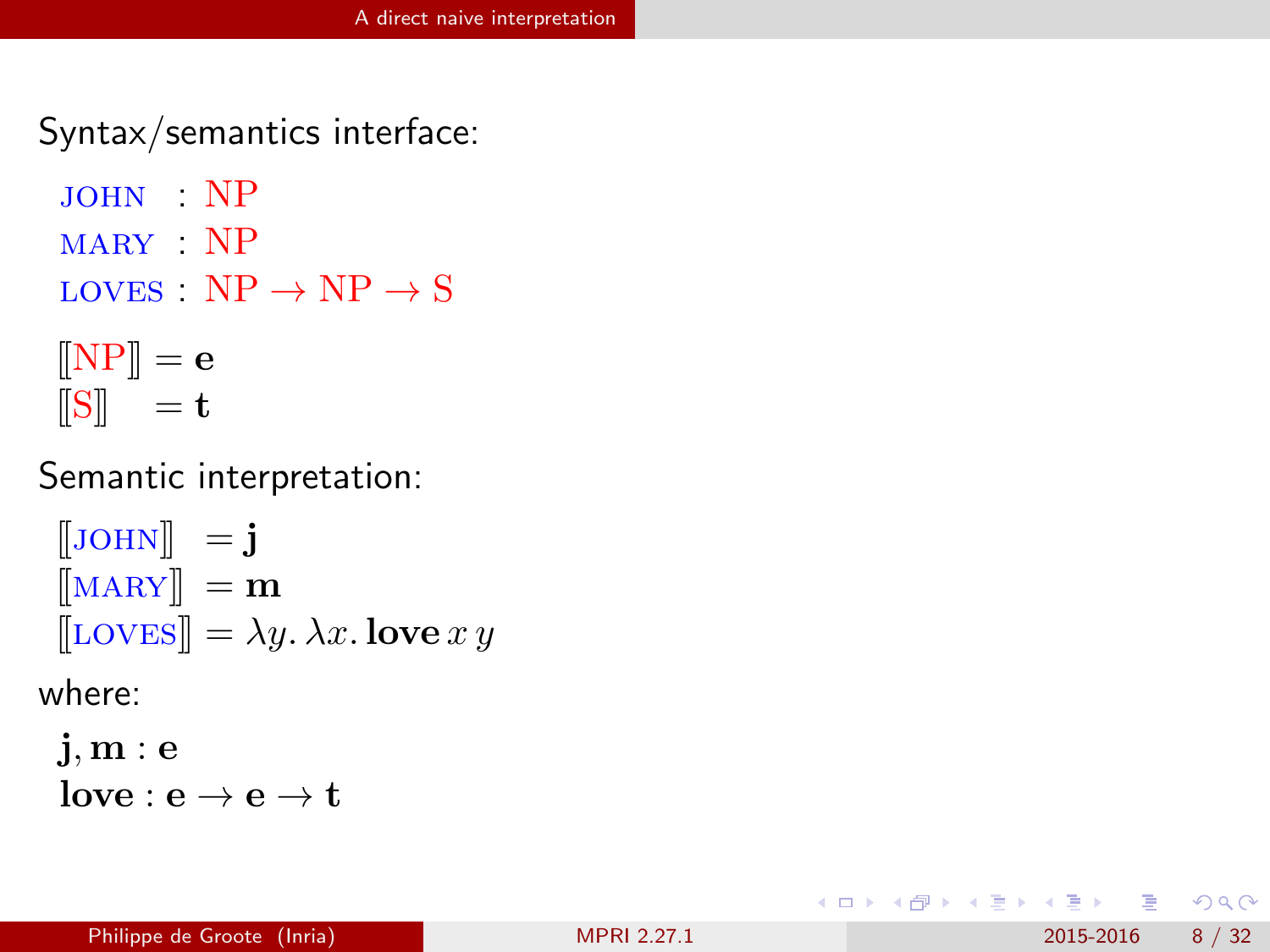## A direct naive interpretation

Syntax/semantics interface:

$$\begin{aligned}
\text{JOHN} &: \text{NP} \\
\text{MARY} &: \text{NP} \\
\text{LOVES} &: \text{NP} \to \text{NP} \to \text{S}
\end{aligned}$$

$$\begin{aligned}
[\![\text{NP}]\!] &= \mathbf{e} \\
[\![\text{S}]\!] &= \mathbf{t}
\end{aligned}$$

Semantic interpretation:

$$\begin{aligned}
[\![\text{JOHN}]\!] &= \mathbf{j} \\
[\![\text{MARY}]\!] &= \mathbf{m} \\
[\![\text{LOVES}]\!] &= \lambda y.\, \lambda x.\, \mathbf{love}\, x\, y
\end{aligned}$$

where:

$$\begin{aligned}
&\mathbf{j}, \mathbf{m} : \mathbf{e} \\
&\mathbf{love} : \mathbf{e} \to \mathbf{e} \to \mathbf{t}
\end{aligned}$$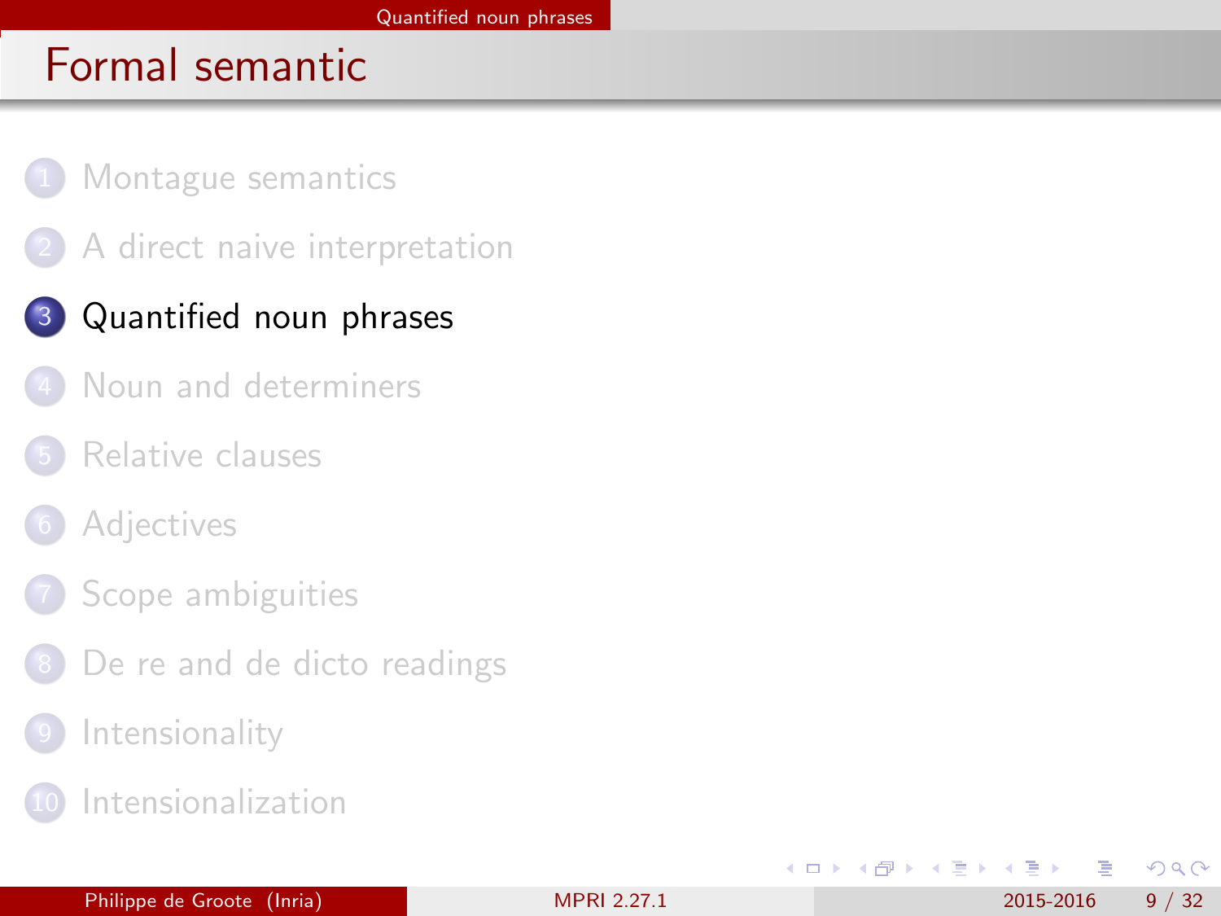# Formal semantic

1. Montague semantics
2. A direct naive interpretation
3. **Quantified noun phrases**
4. Noun and determiners
5. Relative clauses
6. Adjectives
7. Scope ambiguities
8. De re and de dicto readings
9. Intensionality
10. Intensionalization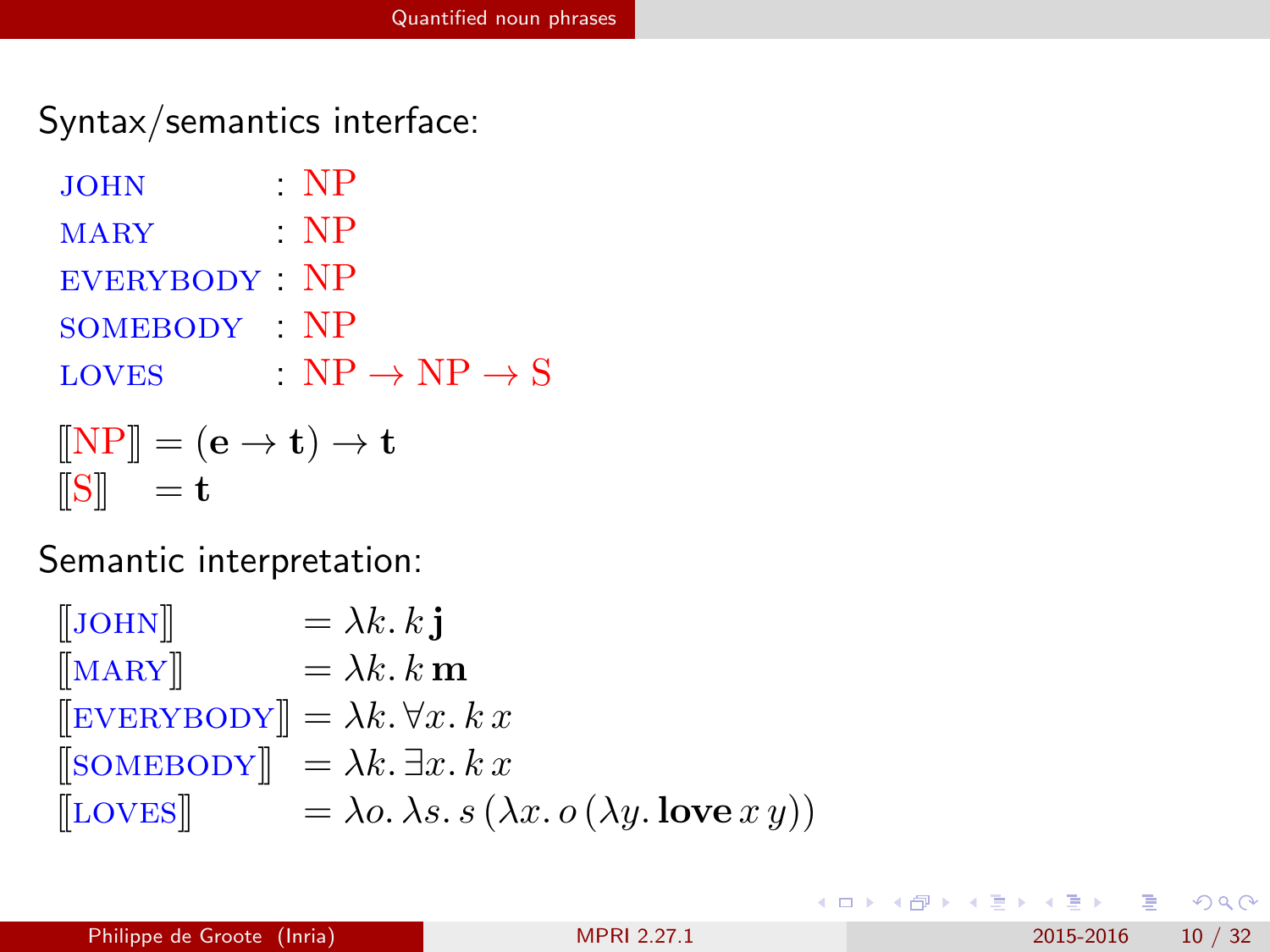## Quantified noun phrases

Syntax/semantics interface:

$$
\begin{array}{ll}
\textsc{john} & : \mathrm{NP} \\
\textsc{mary} & : \mathrm{NP} \\
\textsc{everybody} & : \mathrm{NP} \\
\textsc{somebody} & : \mathrm{NP} \\
\textsc{loves} & : \mathrm{NP} \rightarrow \mathrm{NP} \rightarrow \mathrm{S}
\end{array}
$$

$$
\begin{array}{ll}
[\![\mathrm{NP}]\!] & = (\mathbf{e} \rightarrow \mathbf{t}) \rightarrow \mathbf{t} \\
[\![\mathrm{S}]\!] & = \mathbf{t}
\end{array}
$$

Semantic interpretation:

$$
\begin{array}{ll}
[\![\textsc{john}]\!] & = \lambda k.\, k\, \mathbf{j} \\
[\![\textsc{mary}]\!] & = \lambda k.\, k\, \mathbf{m} \\
[\![\textsc{everybody}]\!] & = \lambda k.\, \forall x.\, k\, x \\
[\![\textsc{somebody}]\!] & = \lambda k.\, \exists x.\, k\, x \\
[\![\textsc{loves}]\!] & = \lambda o.\, \lambda s.\, s\, (\lambda x.\, o\, (\lambda y.\, \mathbf{love}\, x\, y))
\end{array}
$$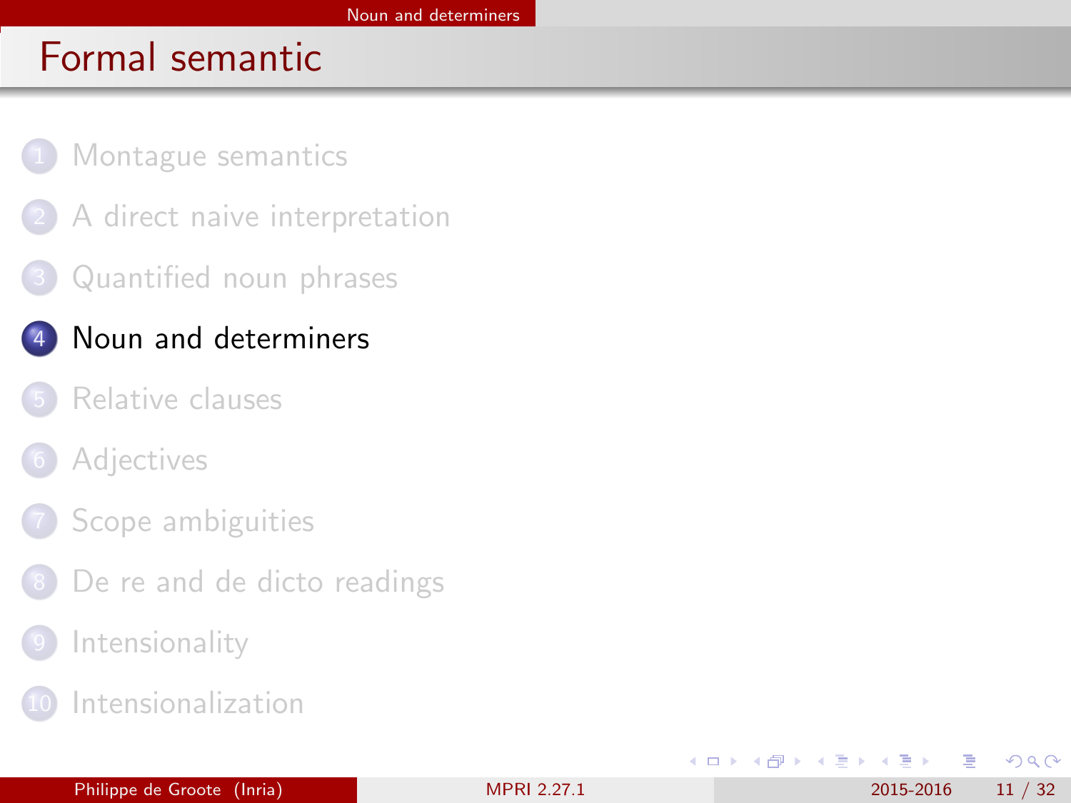# Formal semantic

1. Montague semantics
2. A direct naive interpretation
3. Quantified noun phrases
4. **Noun and determiners**
5. Relative clauses
6. Adjectives
7. Scope ambiguities
8. De re and de dicto readings
9. Intensionality
10. Intensionalization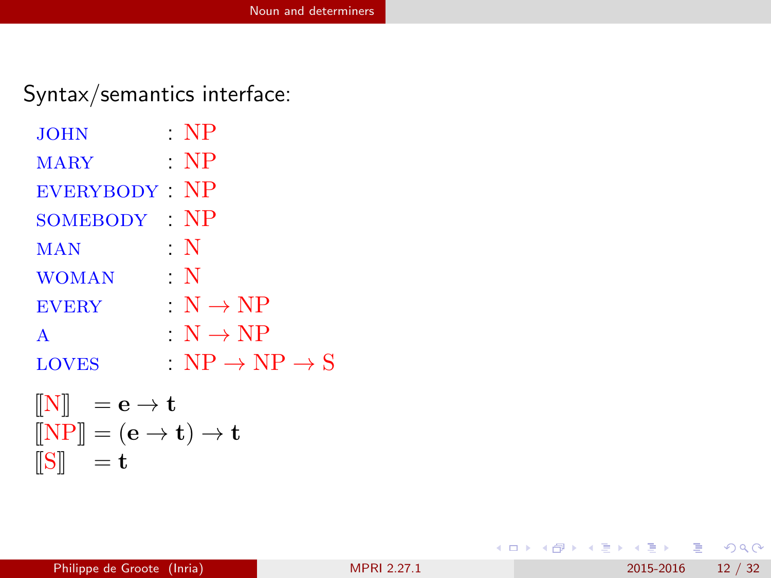Syntax/semantics interface:

$$
\begin{array}{lcl}
\text{JOHN} & : & \text{NP} \\
\text{MARY} & : & \text{NP} \\
\text{EVERYBODY} & : & \text{NP} \\
\text{SOMEBODY} & : & \text{NP} \\
\text{MAN} & : & \text{N} \\
\text{WOMAN} & : & \text{N} \\
\text{EVERY} & : & \text{N} \rightarrow \text{NP} \\
\text{A} & : & \text{N} \rightarrow \text{NP} \\
\text{LOVES} & : & \text{NP} \rightarrow \text{NP} \rightarrow \text{S}
\end{array}
$$

$$
\begin{array}{ll}
[\![\text{N}]\!] & = \mathbf{e} \rightarrow \mathbf{t} \\
[\![\text{NP}]\!] & = (\mathbf{e} \rightarrow \mathbf{t}) \rightarrow \mathbf{t} \\
[\![\text{S}]\!] & = \mathbf{t}
\end{array}
$$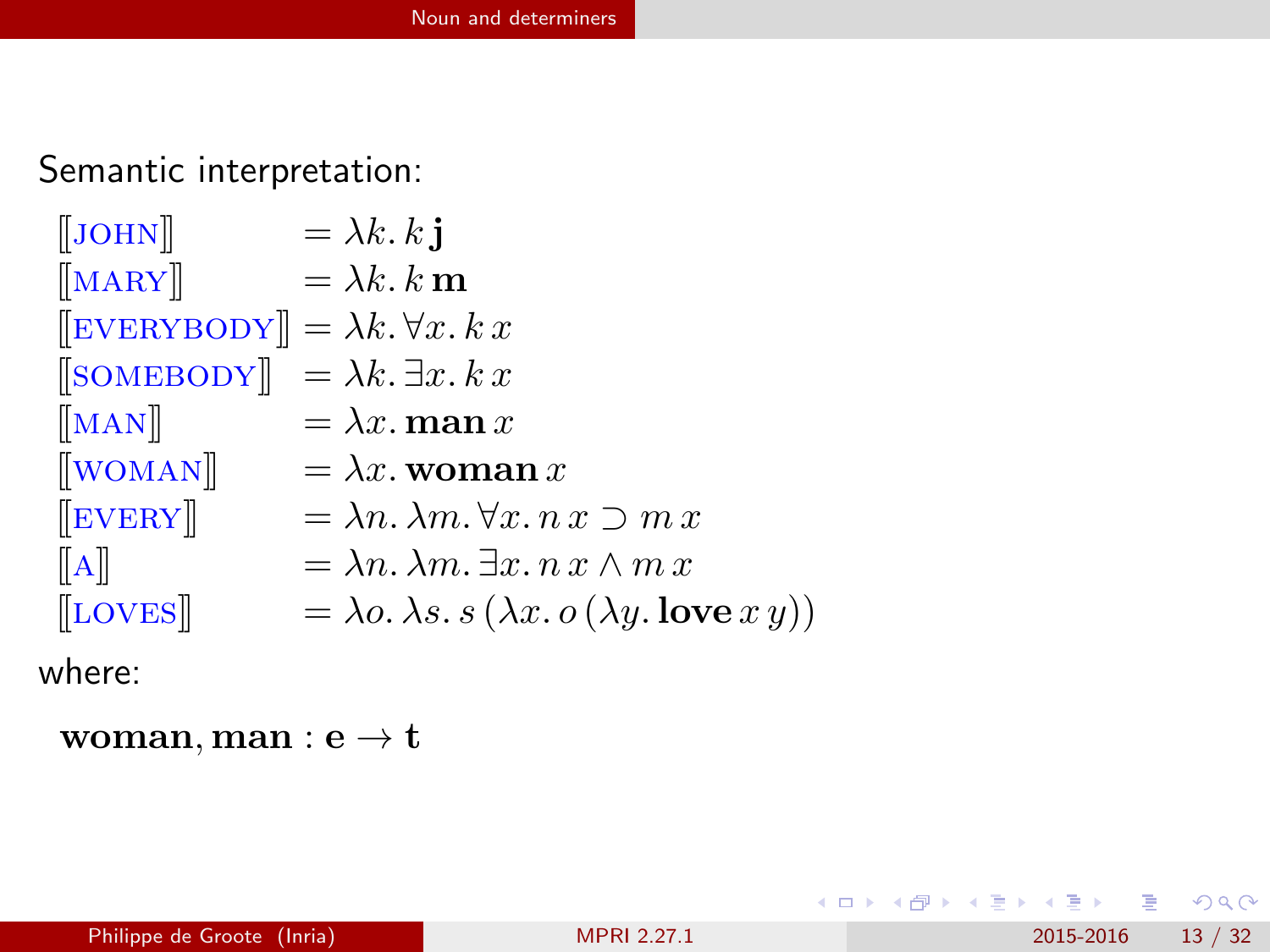## Noun and determiners

Semantic interpretation:

$$
\begin{array}{ll}
[\![\mathrm{JOHN}]\!] & = \lambda k.\, k\, \mathbf{j} \\
[\![\mathrm{MARY}]\!] & = \lambda k.\, k\, \mathbf{m} \\
[\![\mathrm{EVERYBODY}]\!] & = \lambda k.\, \forall x.\, k\, x \\
[\![\mathrm{SOMEBODY}]\!] & = \lambda k.\, \exists x.\, k\, x \\
[\![\mathrm{MAN}]\!] & = \lambda x.\, \mathbf{man}\, x \\
[\![\mathrm{WOMAN}]\!] & = \lambda x.\, \mathbf{woman}\, x \\
[\![\mathrm{EVERY}]\!] & = \lambda n.\, \lambda m.\, \forall x.\, n\, x \supset m\, x \\
[\![\mathrm{A}]\!] & = \lambda n.\, \lambda m.\, \exists x.\, n\, x \wedge m\, x \\
[\![\mathrm{LOVES}]\!] & = \lambda o.\, \lambda s.\, s\, (\lambda x.\, o\, (\lambda y.\, \mathbf{love}\, x\, y))
\end{array}
$$

where:

$$\mathbf{woman}, \mathbf{man} : \mathbf{e} \rightarrow \mathbf{t}$$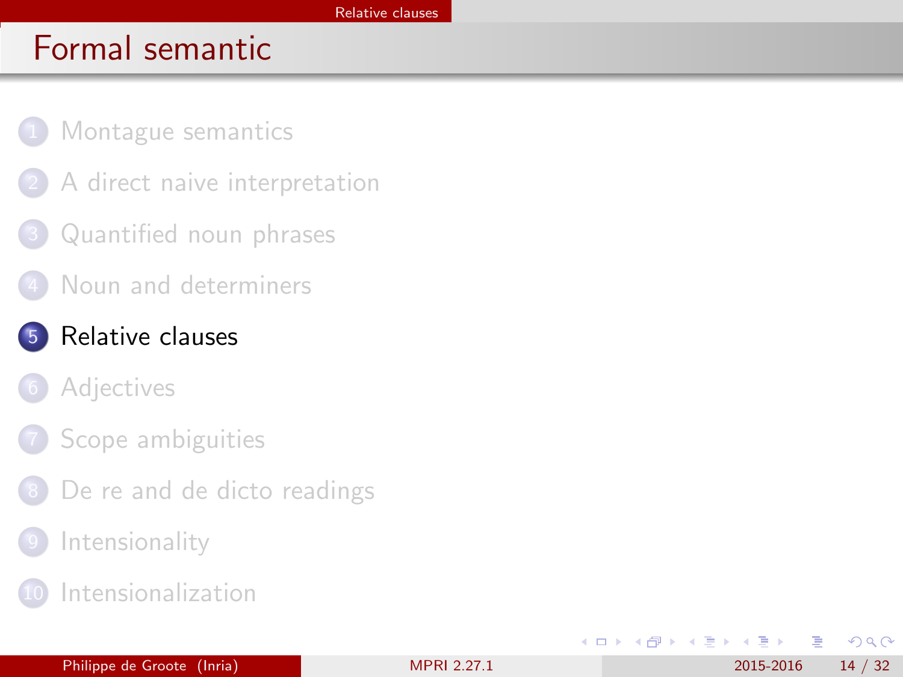# Formal semantic

1. Montague semantics
2. A direct naive interpretation
3. Quantified noun phrases
4. Noun and determiners
5. **Relative clauses**
6. Adjectives
7. Scope ambiguities
8. De re and de dicto readings
9. Intensionality
10. Intensionalization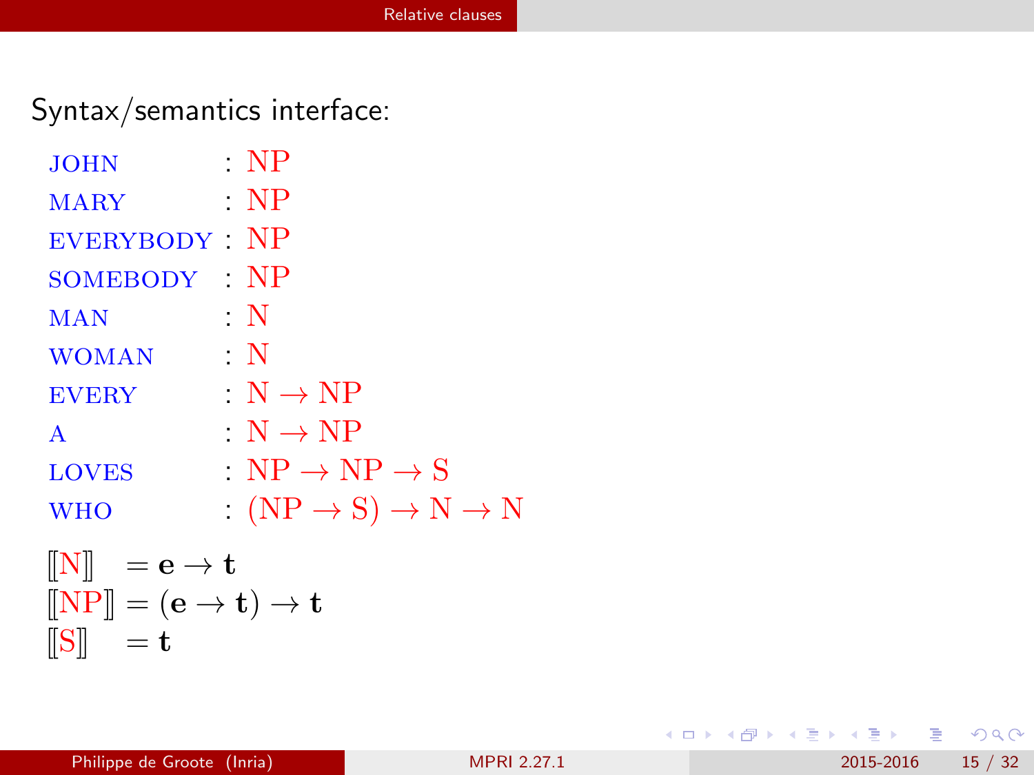Syntax/semantics interface:

$$
\begin{array}{lll}
\text{JOHN} & : & \mathrm{NP} \\
\text{MARY} & : & \mathrm{NP} \\
\text{EVERYBODY} & : & \mathrm{NP} \\
\text{SOMEBODY} & : & \mathrm{NP} \\
\text{MAN} & : & \mathrm{N} \\
\text{WOMAN} & : & \mathrm{N} \\
\text{EVERY} & : & \mathrm{N} \rightarrow \mathrm{NP} \\
\text{A} & : & \mathrm{N} \rightarrow \mathrm{NP} \\
\text{LOVES} & : & \mathrm{NP} \rightarrow \mathrm{NP} \rightarrow \mathrm{S} \\
\text{WHO} & : & (\mathrm{NP} \rightarrow \mathrm{S}) \rightarrow \mathrm{N} \rightarrow \mathrm{N}
\end{array}
$$

$$
\begin{array}{ll}
[\![\mathrm{N}]\!] & = \mathbf{e} \rightarrow \mathbf{t} \\
[\![\mathrm{NP}]\!] & = (\mathbf{e} \rightarrow \mathbf{t}) \rightarrow \mathbf{t} \\
[\![\mathrm{S}]\!] & = \mathbf{t}
\end{array}
$$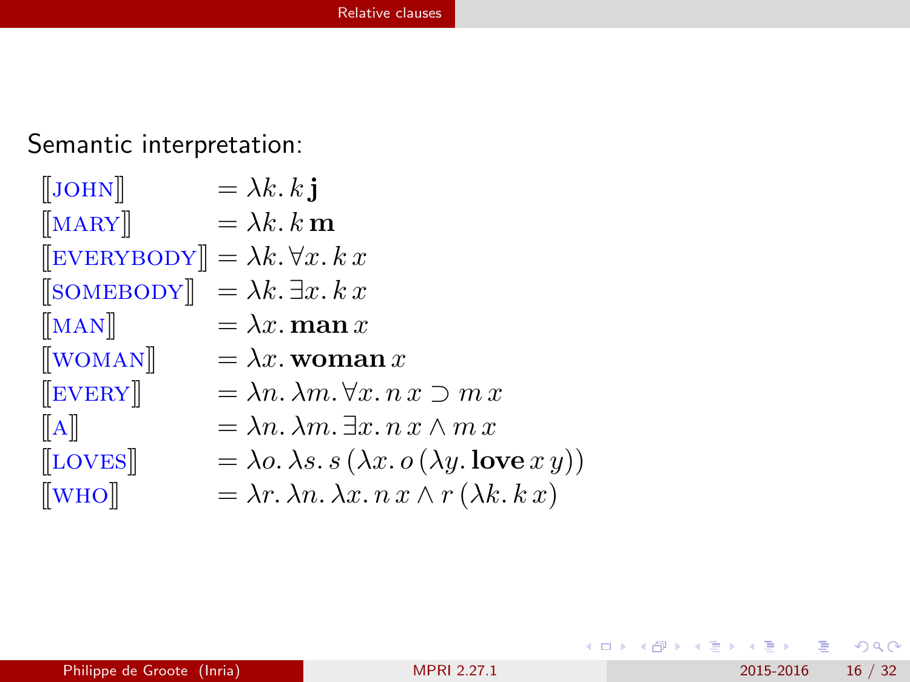Semantic interpretation:

$$
\begin{array}{ll}
[\![\text{JOHN}]\!] & = \lambda k.\, k\, \mathbf{j} \\
[\![\text{MARY}]\!] & = \lambda k.\, k\, \mathbf{m} \\
[\![\text{EVERYBODY}]\!] & = \lambda k.\, \forall x.\, k\, x \\
[\![\text{SOMEBODY}]\!] & = \lambda k.\, \exists x.\, k\, x \\
[\![\text{MAN}]\!] & = \lambda x.\, \mathbf{man}\, x \\
[\![\text{WOMAN}]\!] & = \lambda x.\, \mathbf{woman}\, x \\
[\![\text{EVERY}]\!] & = \lambda n.\, \lambda m.\, \forall x.\, n\, x \supset m\, x \\
[\![\text{A}]\!] & = \lambda n.\, \lambda m.\, \exists x.\, n\, x \wedge m\, x \\
[\![\text{LOVES}]\!] & = \lambda o.\, \lambda s.\, s\, (\lambda x.\, o\, (\lambda y.\, \mathbf{love}\, x\, y)) \\
[\![\text{WHO}]\!] & = \lambda r.\, \lambda n.\, \lambda x.\, n\, x \wedge r\, (\lambda k.\, k\, x)
\end{array}
$$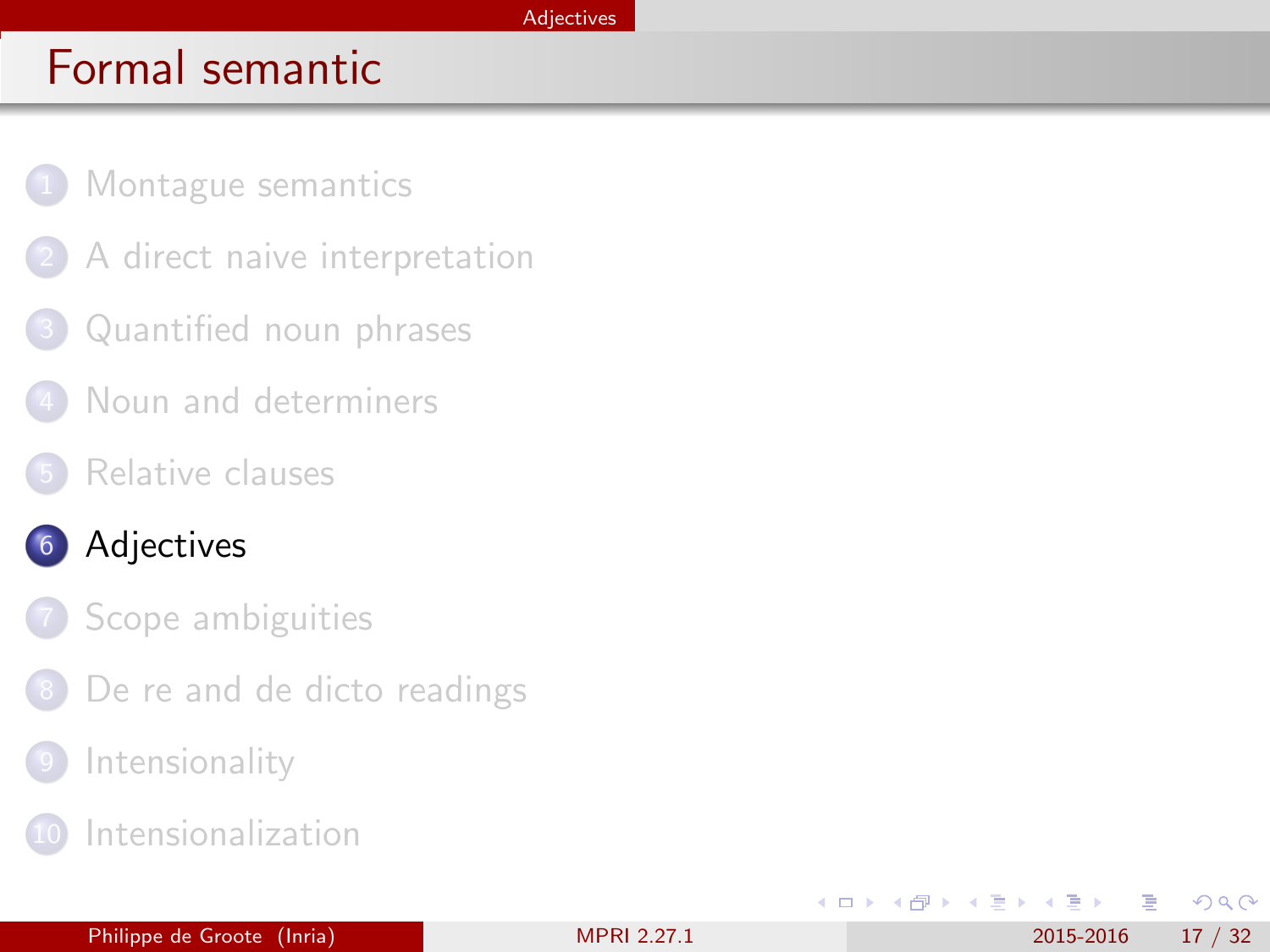# Formal semantic

1. Montague semantics
2. A direct naive interpretation
3. Quantified noun phrases
4. Noun and determiners
5. Relative clauses
6. **Adjectives**
7. Scope ambiguities
8. De re and de dicto readings
9. Intensionality
10. Intensionalization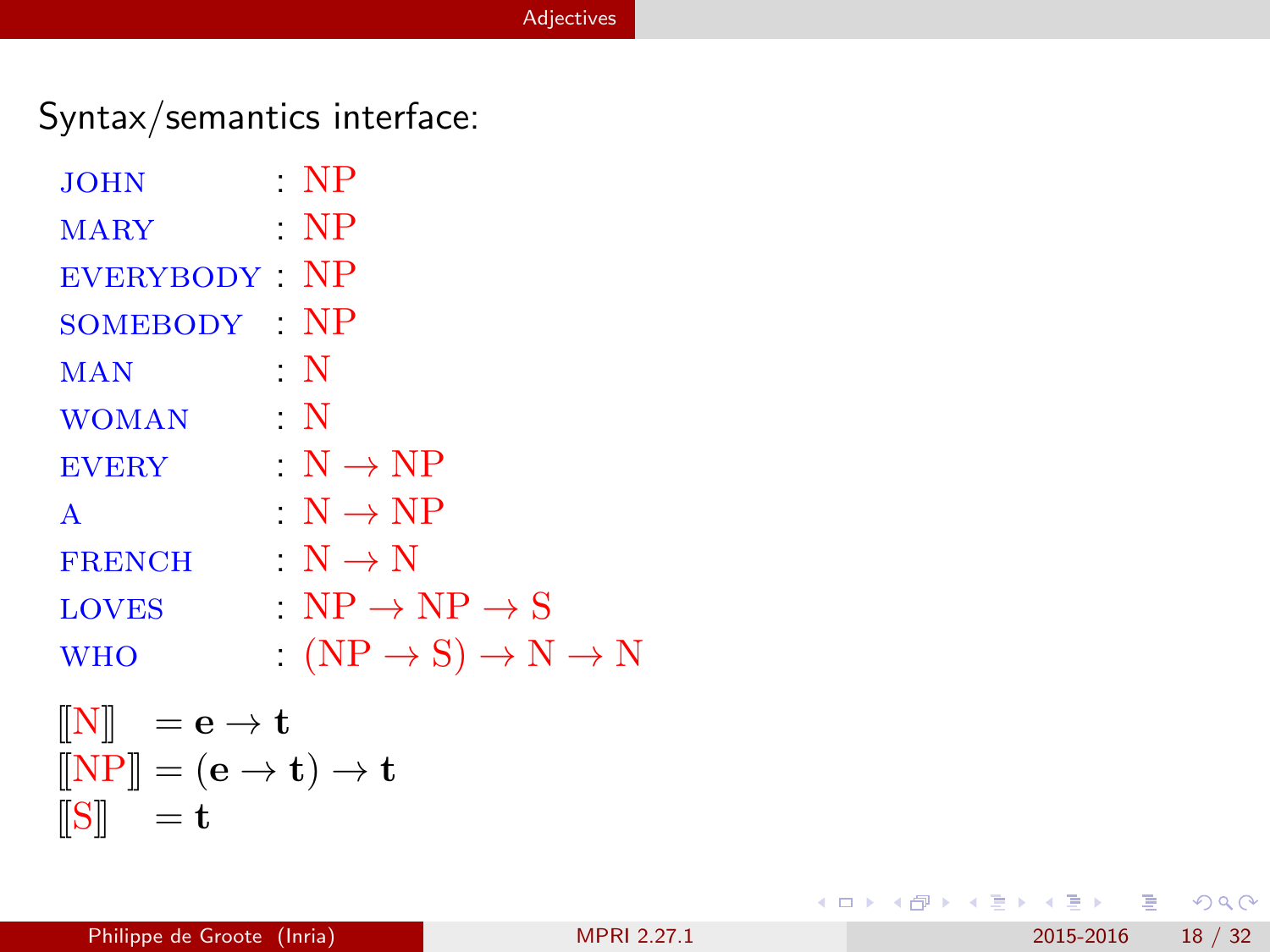Syntax/semantics interface:

$$
\begin{array}{ll}
\text{JOHN} & : \text{NP} \\
\text{MARY} & : \text{NP} \\
\text{EVERYBODY} & : \text{NP} \\
\text{SOMEBODY} & : \text{NP} \\
\text{MAN} & : \text{N} \\
\text{WOMAN} & : \text{N} \\
\text{EVERY} & : \text{N} \rightarrow \text{NP} \\
\text{A} & : \text{N} \rightarrow \text{NP} \\
\text{FRENCH} & : \text{N} \rightarrow \text{N} \\
\text{LOVES} & : \text{NP} \rightarrow \text{NP} \rightarrow \text{S} \\
\text{WHO} & : (\text{NP} \rightarrow \text{S}) \rightarrow \text{N} \rightarrow \text{N}
\end{array}
$$

$$
\begin{array}{ll}
[\![\text{N}]\!] & = \mathbf{e} \rightarrow \mathbf{t} \\
[\![\text{NP}]\!] & = (\mathbf{e} \rightarrow \mathbf{t}) \rightarrow \mathbf{t} \\
[\![\text{S}]\!] & = \mathbf{t}
\end{array}
$$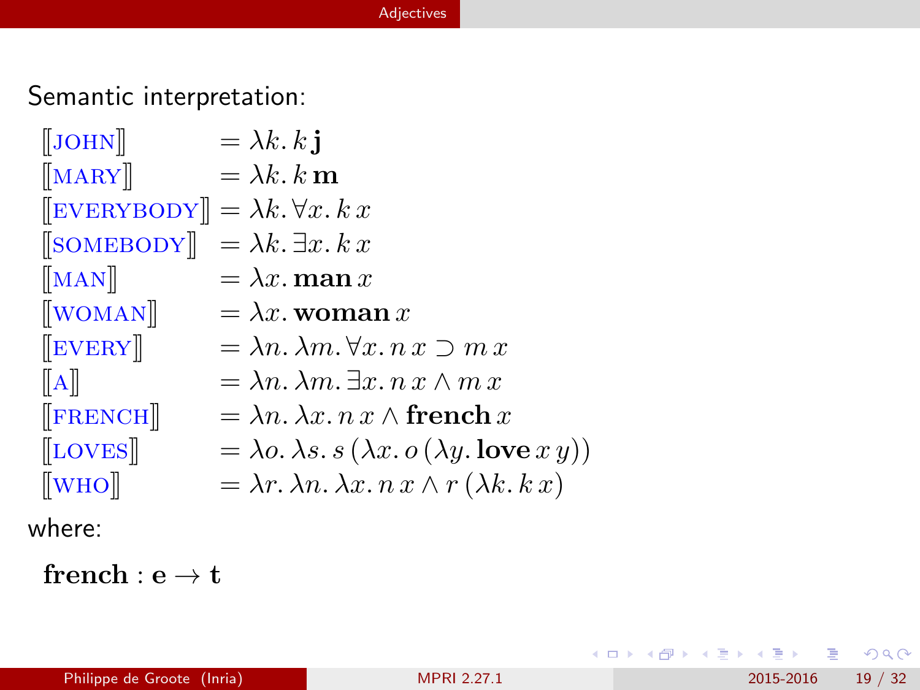Semantic interpretation:

$$
\begin{array}{ll}
[\![\text{JOHN}]\!] & = \lambda k.\, k\, \mathbf{j} \\
[\![\text{MARY}]\!] & = \lambda k.\, k\, \mathbf{m} \\
[\![\text{EVERYBODY}]\!] & = \lambda k.\, \forall x.\, k\, x \\
[\![\text{SOMEBODY}]\!] & = \lambda k.\, \exists x.\, k\, x \\
[\![\text{MAN}]\!] & = \lambda x.\, \mathbf{man}\, x \\
[\![\text{WOMAN}]\!] & = \lambda x.\, \mathbf{woman}\, x \\
[\![\text{EVERY}]\!] & = \lambda n.\, \lambda m.\, \forall x.\, n\, x \supset m\, x \\
[\![\text{A}]\!] & = \lambda n.\, \lambda m.\, \exists x.\, n\, x \land m\, x \\
[\![\text{FRENCH}]\!] & = \lambda n.\, \lambda x.\, n\, x \land \mathbf{french}\, x \\
[\![\text{LOVES}]\!] & = \lambda o.\, \lambda s.\, s\, (\lambda x.\, o\, (\lambda y.\, \mathbf{love}\, x\, y)) \\
[\![\text{WHO}]\!] & = \lambda r.\, \lambda n.\, \lambda x.\, n\, x \land r\, (\lambda k.\, k\, x)
\end{array}
$$

where:

$$\mathbf{french} : \mathbf{e} \to \mathbf{t}$$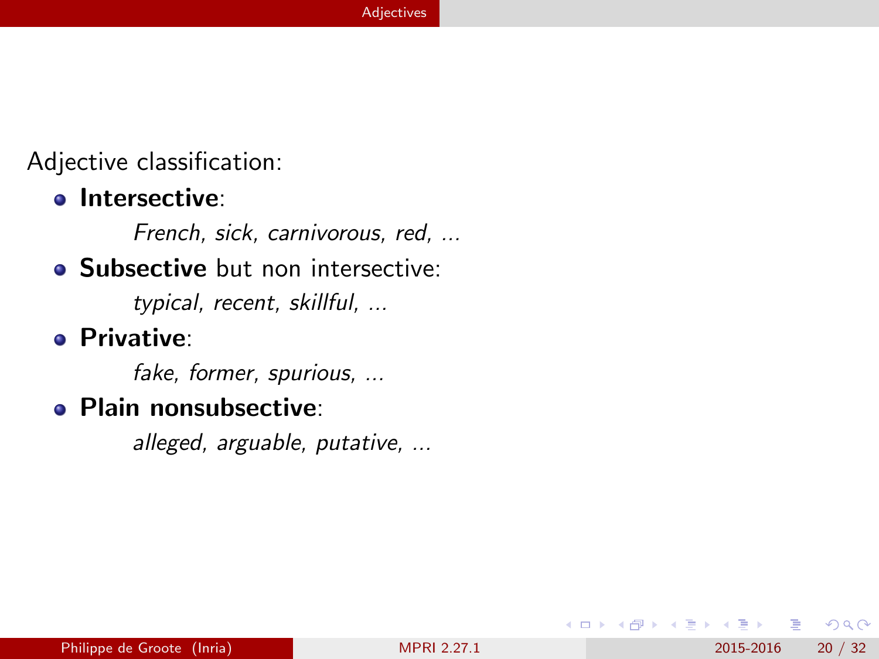Adjective classification:

- **Intersective**:

  *French, sick, carnivorous, red, ...*

- **Subsective** but non intersective:

  *typical, recent, skillful, ...*

- **Privative**:

  *fake, former, spurious, ...*

- **Plain nonsubsective**:

  *alleged, arguable, putative, ...*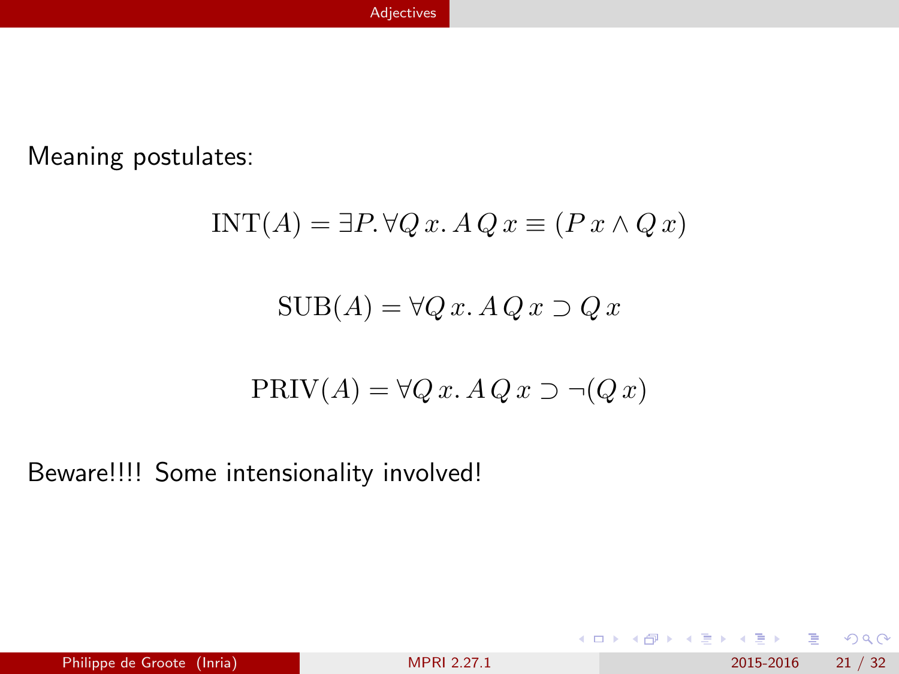Meaning postulates:

$$\mathrm{INT}(A) = \exists P. \forall Q\, x.\, A\, Q\, x \equiv (P\, x \wedge Q\, x)$$

$$\mathrm{SUB}(A) = \forall Q\, x.\, A\, Q\, x \supset Q\, x$$

$$\mathrm{PRIV}(A) = \forall Q\, x.\, A\, Q\, x \supset \neg(Q\, x)$$

Beware!!!! Some intensionality involved!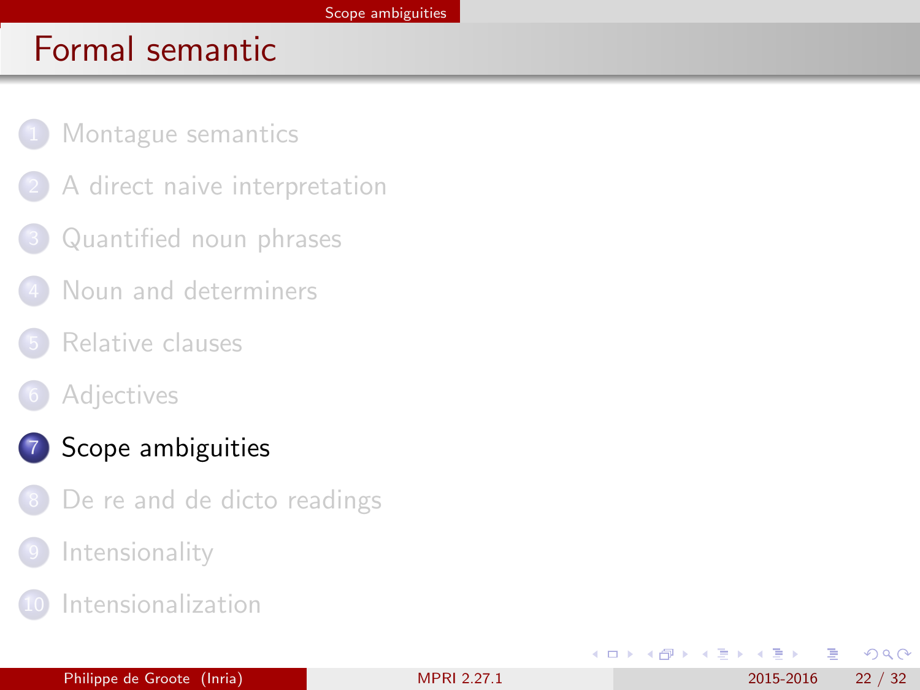# Formal semantic

1. Montague semantics
2. A direct naive interpretation
3. Quantified noun phrases
4. Noun and determiners
5. Relative clauses
6. Adjectives
7. **Scope ambiguities**
8. De re and de dicto readings
9. Intensionality
10. Intensionalization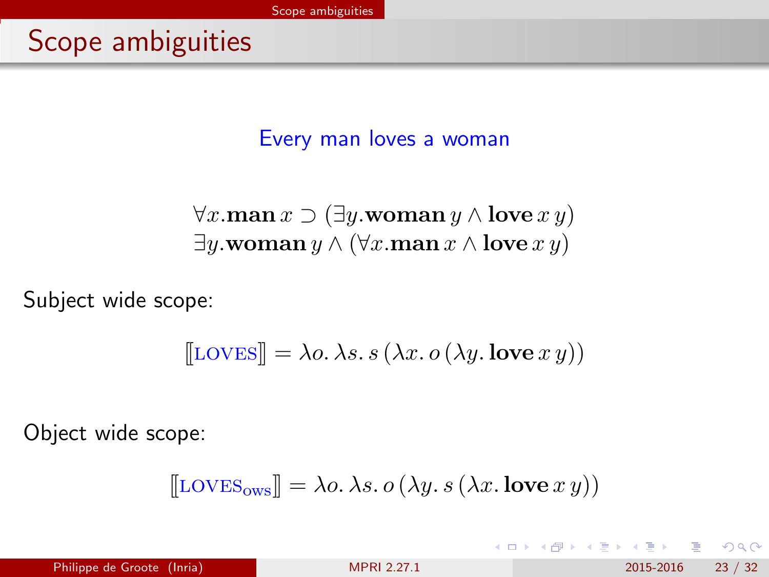# Scope ambiguities

Every man loves a woman

$$\forall x.\mathbf{man}\, x \supset (\exists y.\mathbf{woman}\, y \wedge \mathbf{love}\, x\, y)$$
$$\exists y.\mathbf{woman}\, y \wedge (\forall x.\mathbf{man}\, x \wedge \mathbf{love}\, x\, y)$$

Subject wide scope:

$$[\![\text{LOVES}]\!] = \lambda o.\, \lambda s.\, s\, (\lambda x.\, o\, (\lambda y.\, \mathbf{love}\, x\, y))$$

Object wide scope:

$$[\![\text{LOVES}_{\text{ows}}]\!] = \lambda o.\, \lambda s.\, o\, (\lambda y.\, s\, (\lambda x.\, \mathbf{love}\, x\, y))$$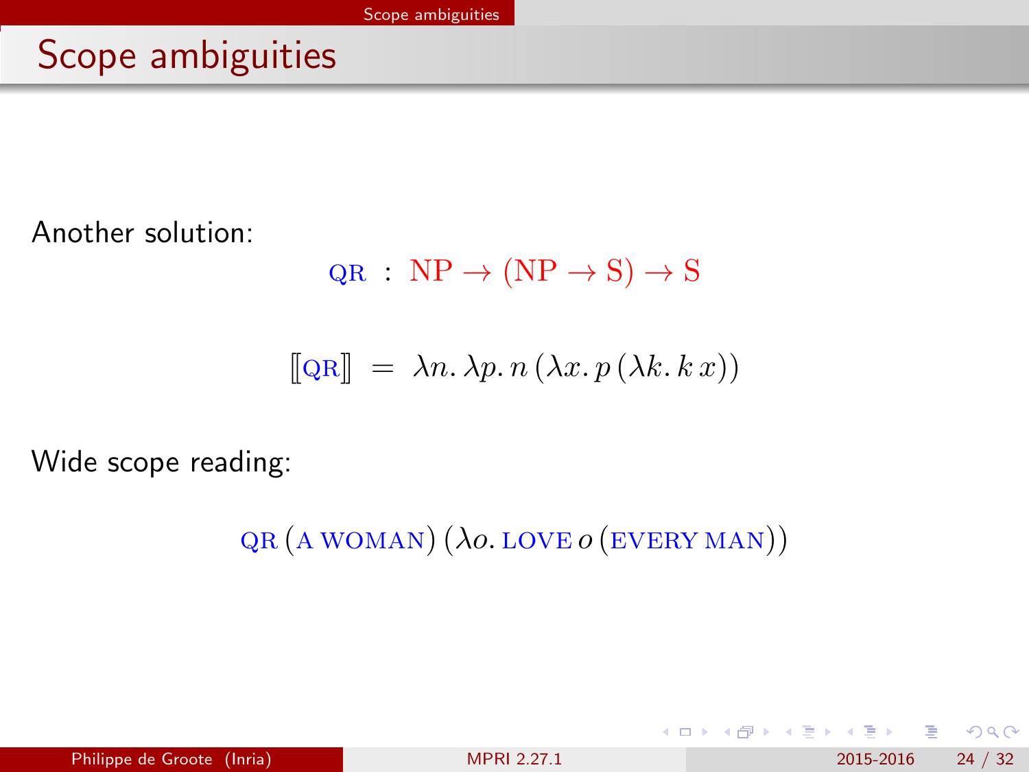# Scope ambiguities

Another solution:

$$\textsc{qr} \; : \; \mathrm{NP} \rightarrow (\mathrm{NP} \rightarrow \mathrm{S}) \rightarrow \mathrm{S}$$

$$[\![\textsc{qr}]\!] \; = \; \lambda n.\, \lambda p.\, n\,(\lambda x.\, p\,(\lambda k.\, k\, x))$$

Wide scope reading:

$$\textsc{qr}\,(\textsc{a woman})\,(\lambda o.\, \textsc{love}\, o\,(\textsc{every man}))$$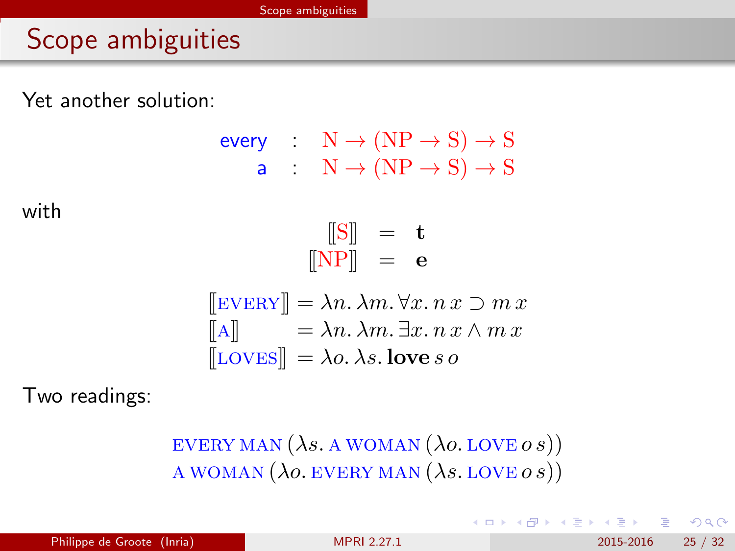# Scope ambiguities

Yet another solution:

$$
\begin{array}{rcl}
\text{every} & : & \mathrm{N} \rightarrow (\mathrm{NP} \rightarrow \mathrm{S}) \rightarrow \mathrm{S} \\
\text{a} & : & \mathrm{N} \rightarrow (\mathrm{NP} \rightarrow \mathrm{S}) \rightarrow \mathrm{S}
\end{array}
$$

with

$$
\begin{array}{rcl}
[\![\mathrm{S}]\!] & = & \mathbf{t} \\
[\![\mathrm{NP}]\!] & = & \mathbf{e}
\end{array}
$$

$$
\begin{array}{ll}
[\![\mathrm{EVERY}]\!] & = \lambda n.\, \lambda m.\, \forall x.\, n\, x \supset m\, x \\
[\![\mathrm{A}]\!] & = \lambda n.\, \lambda m.\, \exists x.\, n\, x \wedge m\, x \\
[\![\mathrm{LOVES}]\!] & = \lambda o.\, \lambda s.\, \mathbf{love}\, s\, o
\end{array}
$$

Two readings:

$$
\begin{array}{l}
\mathrm{EVERY\ MAN}\ (\lambda s.\ \mathrm{A\ WOMAN}\ (\lambda o.\ \mathrm{LOVE}\ o\, s)) \\
\mathrm{A\ WOMAN}\ (\lambda o.\ \mathrm{EVERY\ MAN}\ (\lambda s.\ \mathrm{LOVE}\ o\, s))
\end{array}
$$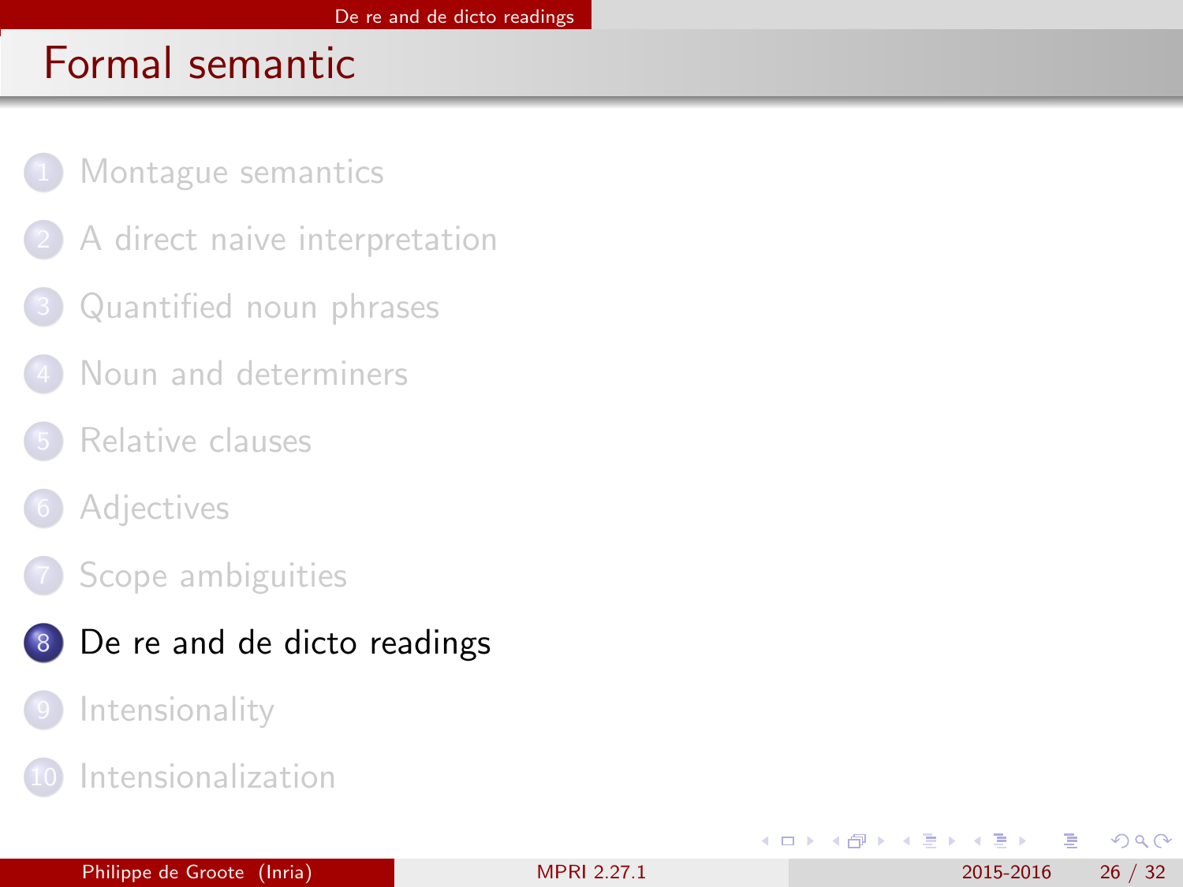# Formal semantic

1. Montague semantics
2. A direct naive interpretation
3. Quantified noun phrases
4. Noun and determiners
5. Relative clauses
6. Adjectives
7. Scope ambiguities
8. **De re and de dicto readings**
9. Intensionality
10. Intensionalization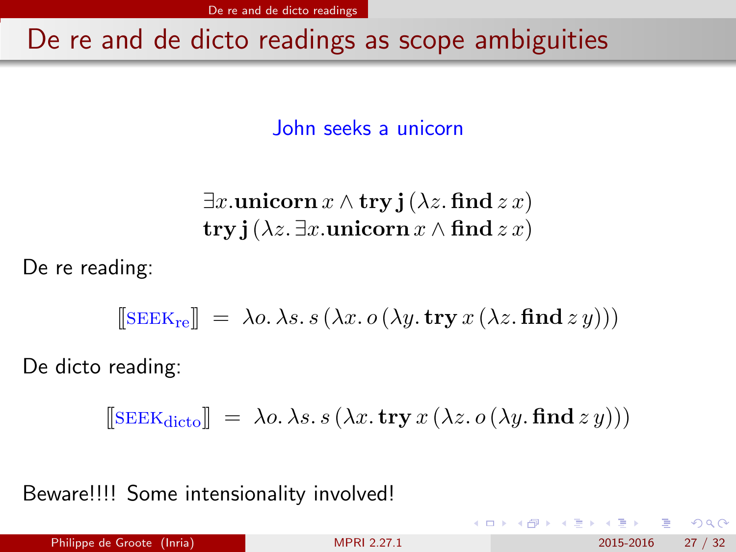# De re and de dicto readings as scope ambiguities

John seeks a unicorn

$$\exists x.\mathbf{unicorn}\, x \wedge \mathbf{try}\, \mathbf{j}\, (\lambda z.\, \mathbf{find}\, z\, x)$$
$$\mathbf{try}\, \mathbf{j}\, (\lambda z.\, \exists x.\mathbf{unicorn}\, x \wedge \mathbf{find}\, z\, x)$$

De re reading:

$$[\![\mathrm{SEEK}_{\mathrm{re}}]\!] \;=\; \lambda o.\, \lambda s.\, s\, (\lambda x.\, o\, (\lambda y.\, \mathbf{try}\, x\, (\lambda z.\, \mathbf{find}\, z\, y)))$$

De dicto reading:

$$[\![\mathrm{SEEK}_{\mathrm{dicto}}]\!] \;=\; \lambda o.\, \lambda s.\, s\, (\lambda x.\, \mathbf{try}\, x\, (\lambda z.\, o\, (\lambda y.\, \mathbf{find}\, z\, y)))$$

Beware!!!! Some intensionality involved!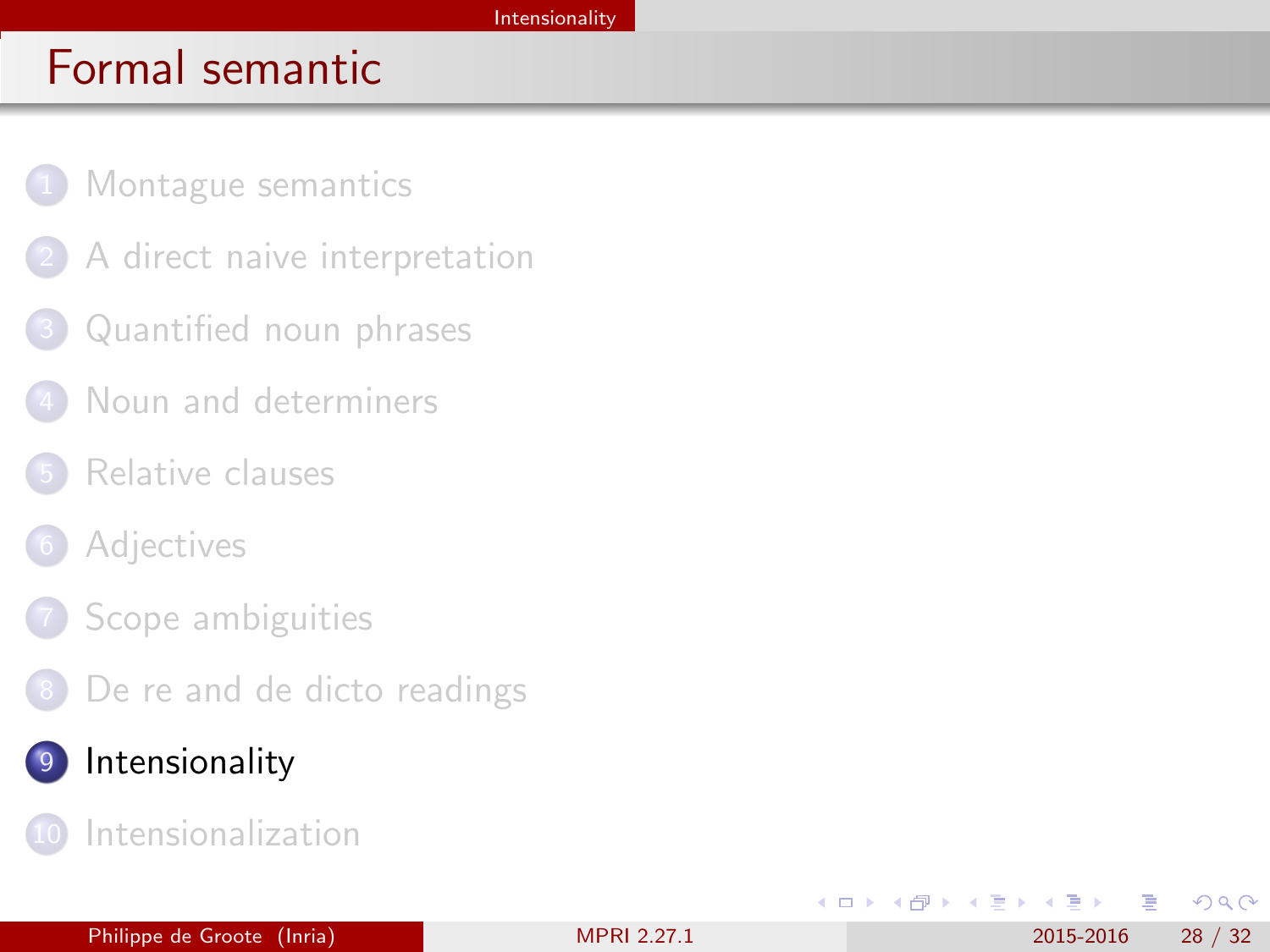# Formal semantic

1. Montague semantics
2. A direct naive interpretation
3. Quantified noun phrases
4. Noun and determiners
5. Relative clauses
6. Adjectives
7. Scope ambiguities
8. De re and de dicto readings
9. **Intensionality**
10. Intensionalization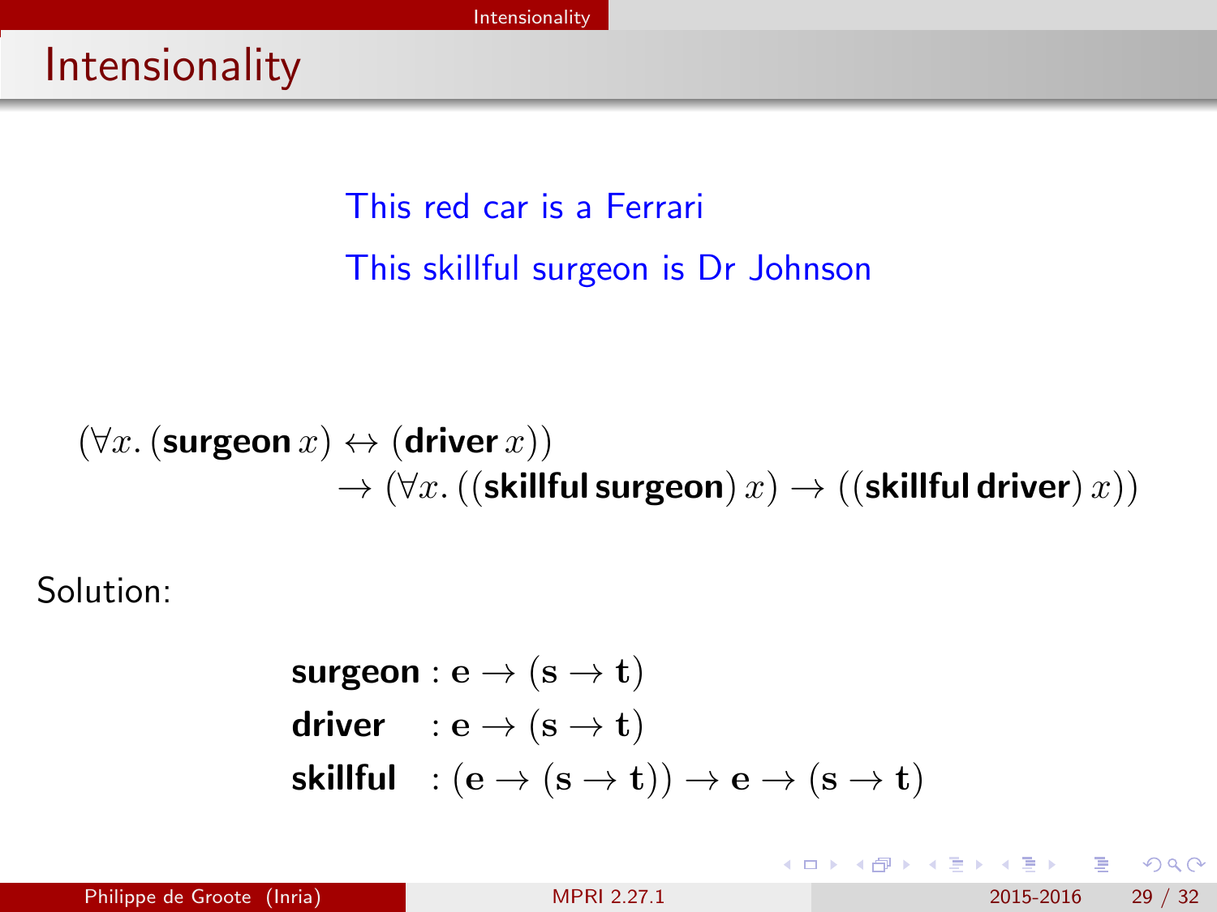# Intensionality

This red car is a Ferrari

This skillful surgeon is Dr Johnson

$$
\begin{aligned}
(\forall x.\, (\textbf{surgeon}\, x) \leftrightarrow (\textbf{driver}\, x)) \\
\rightarrow (\forall x.\, ((\textbf{skillful}\, \textbf{surgeon})\, x) \rightarrow ((\textbf{skillful}\, \textbf{driver})\, x))
\end{aligned}
$$

Solution:

$$
\begin{aligned}
\textbf{surgeon} &: \mathbf{e} \rightarrow (\mathbf{s} \rightarrow \mathbf{t}) \\
\textbf{driver} &: \mathbf{e} \rightarrow (\mathbf{s} \rightarrow \mathbf{t}) \\
\textbf{skillful} &: (\mathbf{e} \rightarrow (\mathbf{s} \rightarrow \mathbf{t})) \rightarrow \mathbf{e} \rightarrow (\mathbf{s} \rightarrow \mathbf{t})
\end{aligned}
$$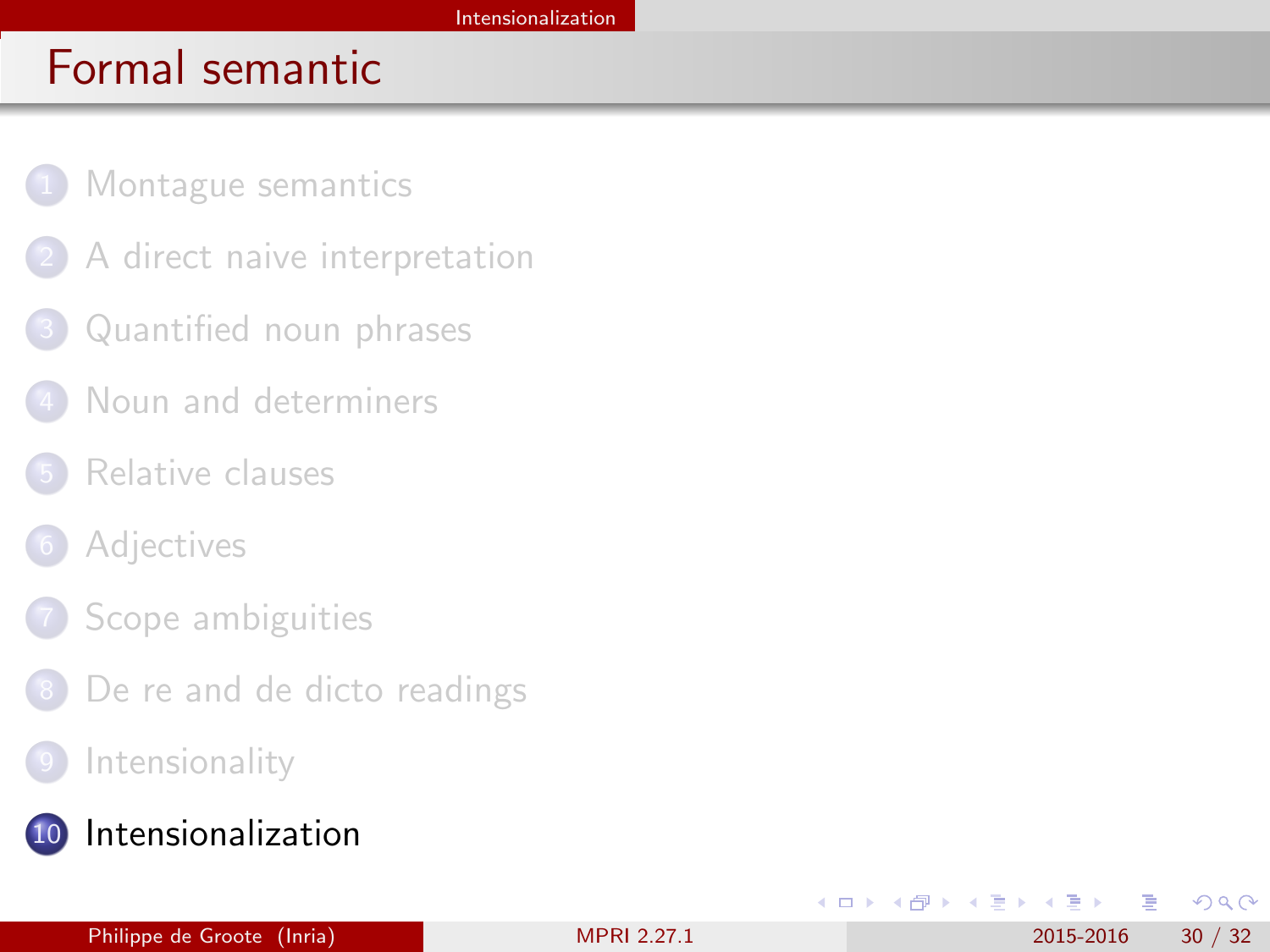# Formal semantic

1. Montague semantics
2. A direct naive interpretation
3. Quantified noun phrases
4. Noun and determiners
5. Relative clauses
6. Adjectives
7. Scope ambiguities
8. De re and de dicto readings
9. Intensionality
10. **Intensionalization**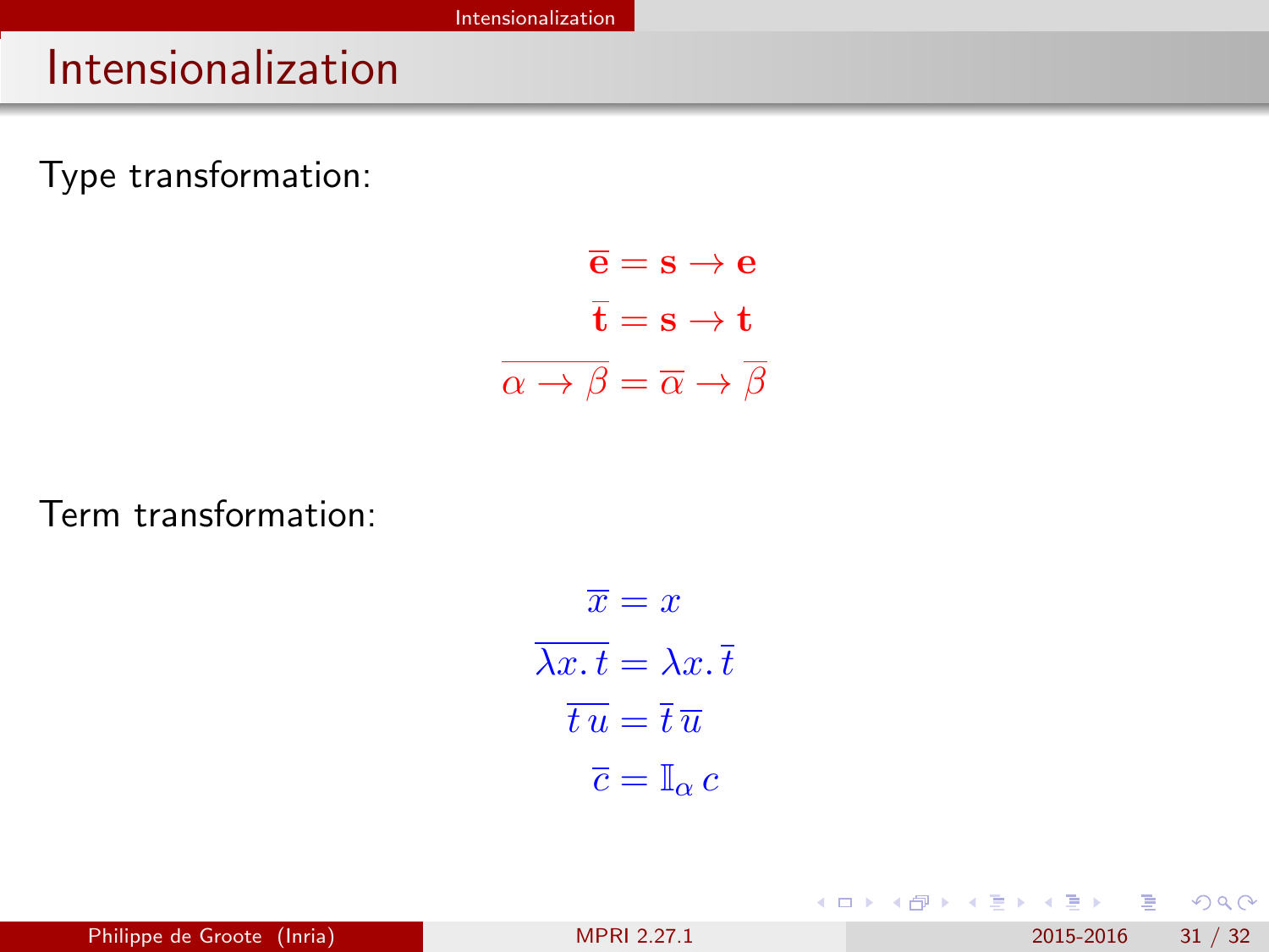# Intensionalization

Type transformation:

$$
\begin{aligned}
\overline{\mathbf{e}} &= \mathbf{s} \to \mathbf{e} \\
\overline{\mathbf{t}} &= \mathbf{s} \to \mathbf{t} \\
\overline{\alpha \to \beta} &= \overline{\alpha} \to \overline{\beta}
\end{aligned}
$$

Term transformation:

$$
\begin{aligned}
\overline{x} &= x \\
\overline{\lambda x.\, t} &= \lambda x.\, \overline{t} \\
\overline{t\, u} &= \overline{t}\, \overline{u} \\
\overline{c} &= \mathbb{I}_{\alpha}\, c
\end{aligned}
$$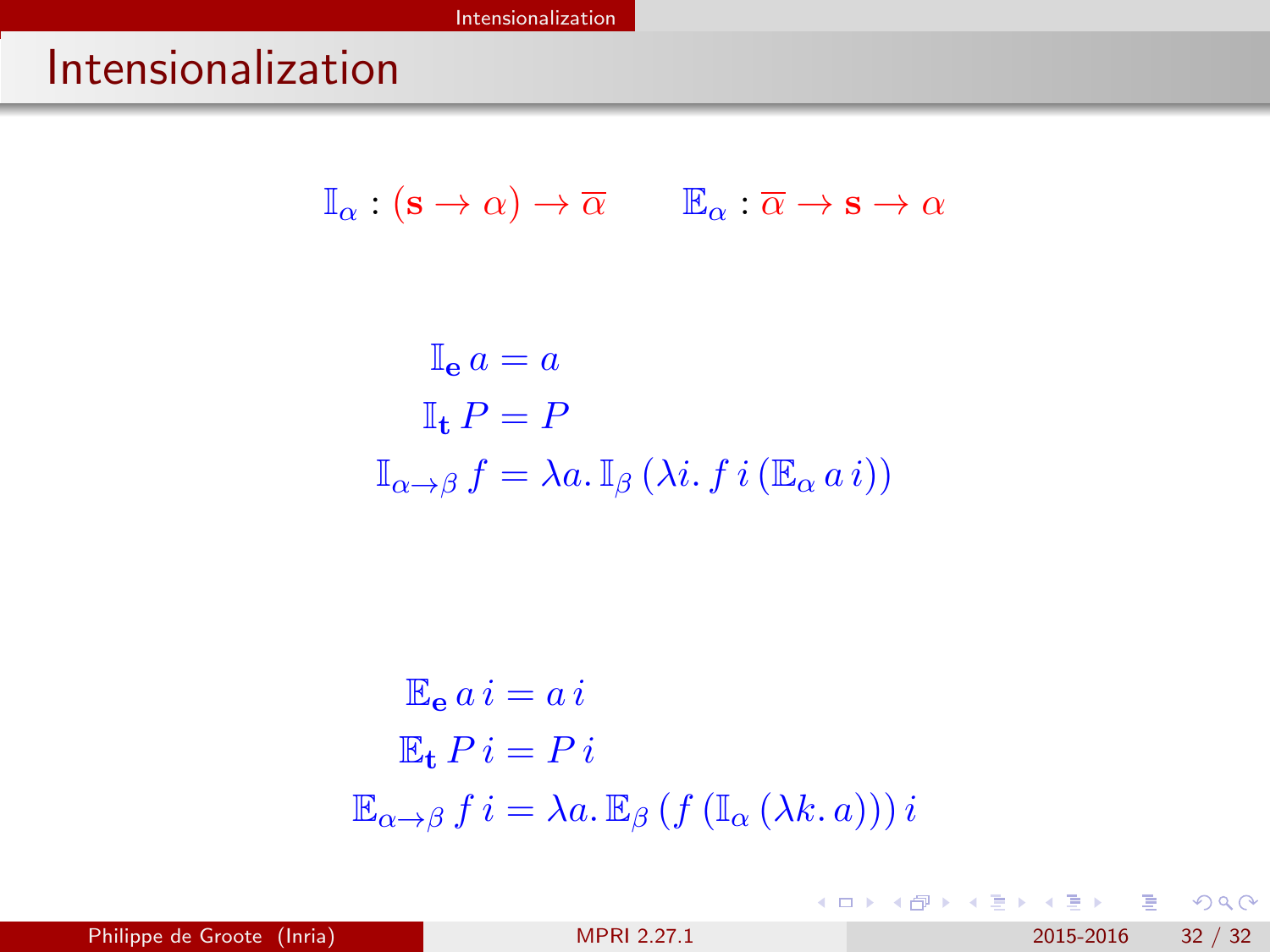# Intensionalization

$$\mathbb{I}_\alpha : (\mathbf{s} \to \alpha) \to \overline{\alpha} \qquad \mathbb{E}_\alpha : \overline{\alpha} \to \mathbf{s} \to \alpha$$

$$\begin{aligned}
\mathbb{I}_{\mathbf{e}}\, a &= a \\
\mathbb{I}_{\mathbf{t}}\, P &= P \\
\mathbb{I}_{\alpha \to \beta}\, f &= \lambda a.\, \mathbb{I}_\beta\, (\lambda i.\, f\, i\, (\mathbb{E}_\alpha\, a\, i))
\end{aligned}$$

$$\begin{aligned}
\mathbb{E}_{\mathbf{e}}\, a\, i &= a\, i \\
\mathbb{E}_{\mathbf{t}}\, P\, i &= P\, i \\
\mathbb{E}_{\alpha \to \beta}\, f\, i &= \lambda a.\, \mathbb{E}_\beta\, (f\, (\mathbb{I}_\alpha\, (\lambda k.\, a)))\, i
\end{aligned}$$